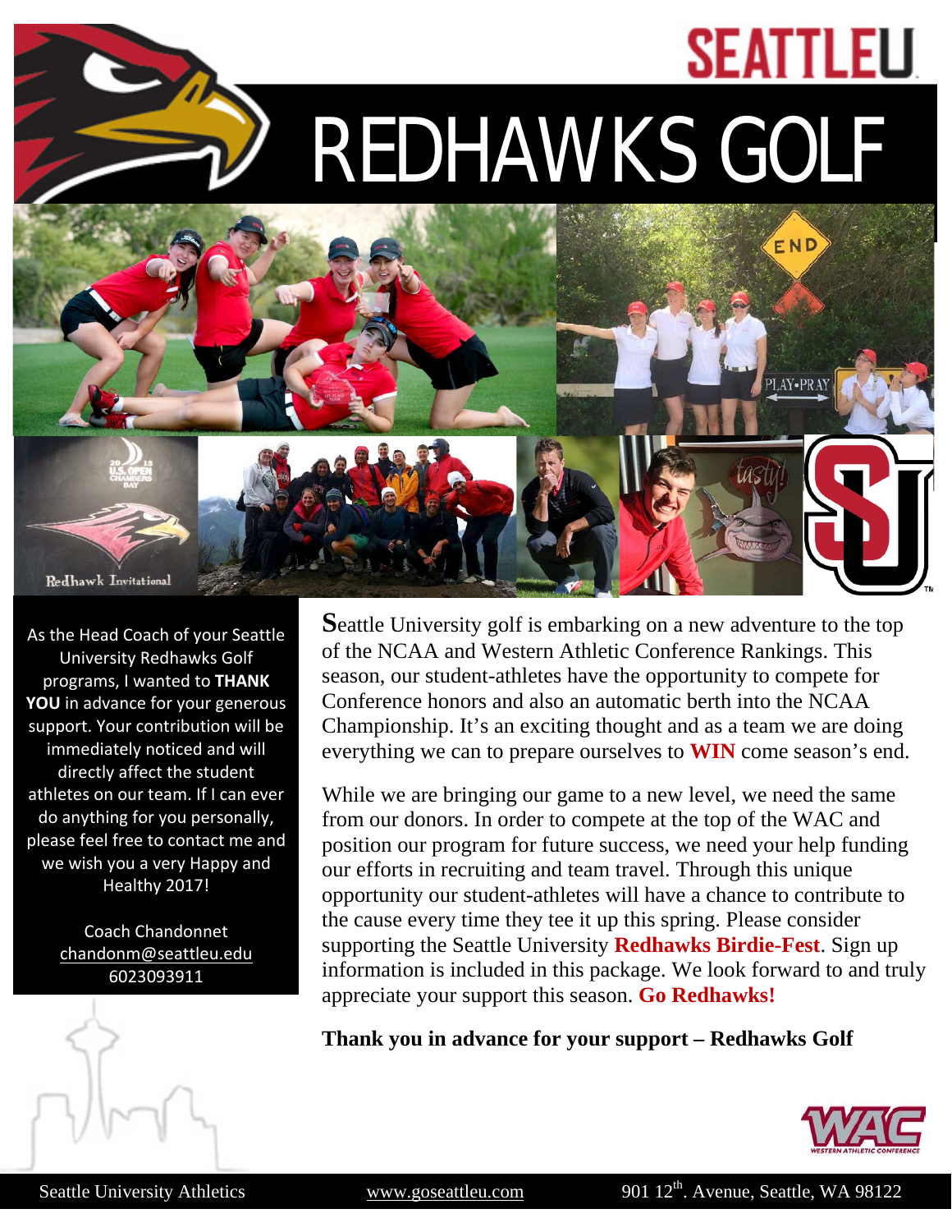# SEATTLEU

# REDHAWKS GOLF

As the Head Coach of your Seattle University Redhawks Golf programs, I wanted to **THANK YOU** in advance for your generous support. Your contribution will be immediately noticed and will directly affect the student athletes on our team. If I can ever do anything for you personally, please feel free to contact me and we wish you a very Happy and Healthy 2017!

Coach Chandonnet
chandonm@seattleu.edu
6023093911

Seattle University golf is embarking on a new adventure to the top of the NCAA and Western Athletic Conference Rankings. This season, our student-athletes have the opportunity to compete for Conference honors and also an automatic berth into the NCAA Championship. It's an exciting thought and as a team we are doing everything we can to prepare ourselves to **WIN** come season's end.

While we are bringing our game to a new level, we need the same from our donors. In order to compete at the top of the WAC and position our program for future success, we need your help funding our efforts in recruiting and team travel. Through this unique opportunity our student-athletes will have a chance to contribute to the cause every time they tee it up this spring. Please consider supporting the Seattle University **Redhawks Birdie-Fest**. Sign up information is included in this package. We look forward to and truly appreciate your support this season. **Go Redhawks!**

**Thank you in advance for your support – Redhawks Golf**

Seattle University Athletics    www.goseattleu.com    901 12th. Avenue, Seattle, WA 98122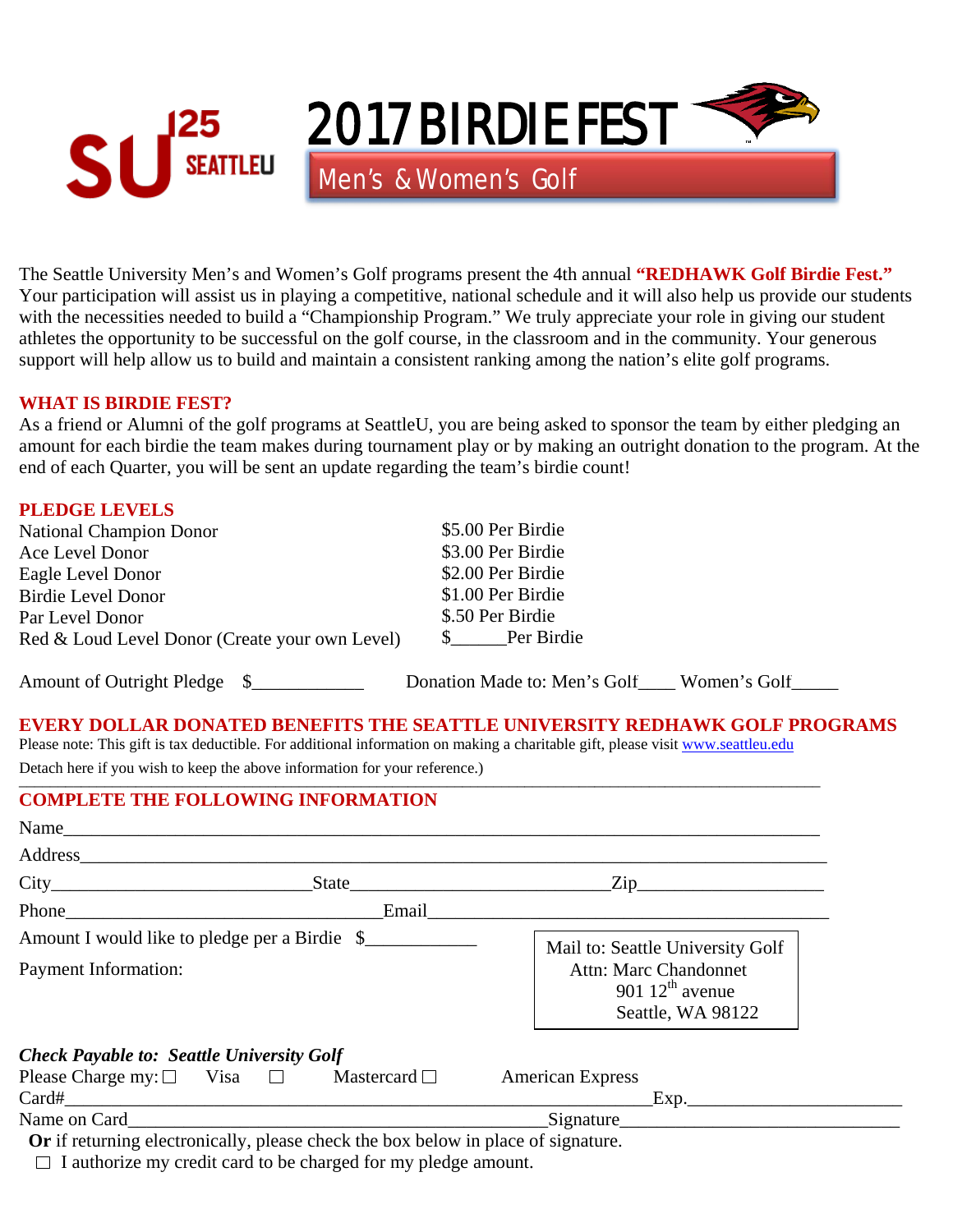SU 125 SEATTLEU

# 2017 BIRDIE FEST

## Men's & Women's Golf

The Seattle University Men's and Women's Golf programs present the 4th annual **"REDHAWK Golf Birdie Fest."** Your participation will assist us in playing a competitive, national schedule and it will also help us provide our students with the necessities needed to build a "Championship Program." We truly appreciate your role in giving our student athletes the opportunity to be successful on the golf course, in the classroom and in the community. Your generous support will help allow us to build and maintain a consistent ranking among the nation's elite golf programs.

### WHAT IS BIRDIE FEST?

As a friend or Alumni of the golf programs at SeattleU, you are being asked to sponsor the team by either pledging an amount for each birdie the team makes during tournament play or by making an outright donation to the program. At the end of each Quarter, you will be sent an update regarding the team's birdie count!

### PLEDGE LEVELS

| | |
|---|---|
| National Champion Donor | $5.00 Per Birdie |
| Ace Level Donor | $3.00 Per Birdie |
| Eagle Level Donor | $2.00 Per Birdie |
| Birdie Level Donor | $1.00 Per Birdie |
| Par Level Donor | $.50 Per Birdie |
| Red & Loud Level Donor (Create your own Level) | $______Per Birdie |

Amount of Outright Pledge $____________ Donation Made to: Men's Golf____ Women's Golf_____

### EVERY DOLLAR DONATED BENEFITS THE SEATTLE UNIVERSITY REDHAWK GOLF PROGRAMS

Please note: This gift is tax deductible. For additional information on making a charitable gift, please visit www.seattleu.edu

Detach here if you wish to keep the above information for your reference.)

### COMPLETE THE FOLLOWING INFORMATION

Name_______________________________________________________________________________

Address_____________________________________________________________________________

City____________________________State___________________________Zip___________________

Phone___________________________________Email_____________________________________________

Amount I would like to pledge per a Birdie $____________

Payment Information:

Mail to: Seattle University Golf
Attn: Marc Chandonnet
901 12th avenue
Seattle, WA 98122

***Check Payable to: Seattle University Golf***

Please Charge my: ☐ Visa ☐ Mastercard ☐ American Express

Card#______________________________________________________________Exp.______________________

Name on Card_______________________________________________Signature___________________________

**Or** if returning electronically, please check the box below in place of signature.

☐ I authorize my credit card to be charged for my pledge amount.